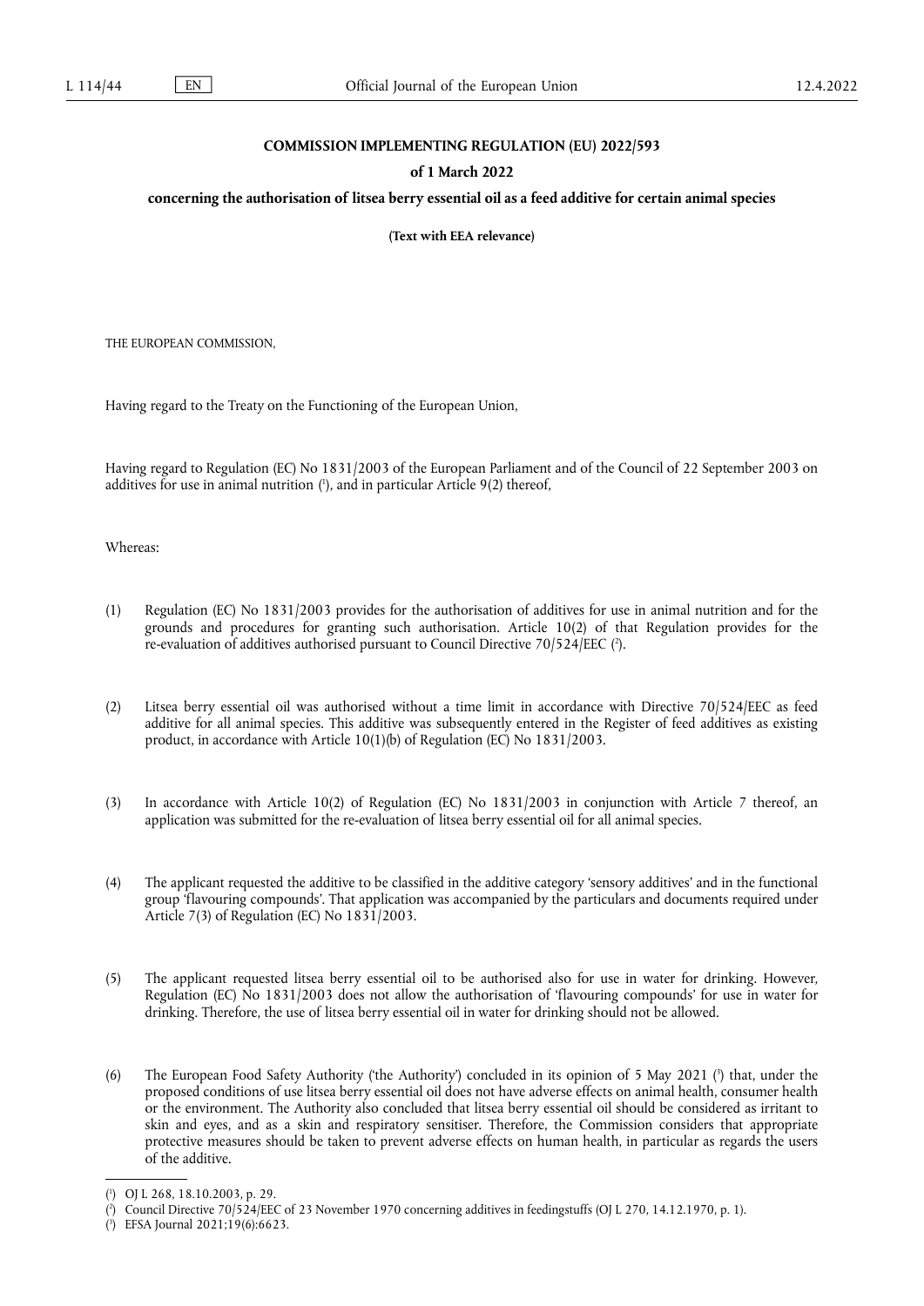# COMMISSION IMPLEMENTING REGULATION (EU) 2022/593

## of 1 March 2022

## concerning the authorisation of litsea berry essential oil as a feed additive for certain animal species

**(Text with EEA relevance)**

THE EUROPEAN COMMISSION,

Having regard to the Treaty on the Functioning of the European Union,

Having regard to Regulation (EC) No 1831/2003 of the European Parliament and of the Council of 22 September 2003 on additives for use in animal nutrition ([1]), and in particular Article 9(2) thereof,

Whereas:

(1) Regulation (EC) No 1831/2003 provides for the authorisation of additives for use in animal nutrition and for the grounds and procedures for granting such authorisation. Article 10(2) of that Regulation provides for the re-evaluation of additives authorised pursuant to Council Directive 70/524/EEC ([2]).

(2) Litsea berry essential oil was authorised without a time limit in accordance with Directive 70/524/EEC as feed additive for all animal species. This additive was subsequently entered in the Register of feed additives as existing product, in accordance with Article 10(1)(b) of Regulation (EC) No 1831/2003.

(3) In accordance with Article 10(2) of Regulation (EC) No 1831/2003 in conjunction with Article 7 thereof, an application was submitted for the re-evaluation of litsea berry essential oil for all animal species.

(4) The applicant requested the additive to be classified in the additive category 'sensory additives' and in the functional group 'flavouring compounds'. That application was accompanied by the particulars and documents required under Article 7(3) of Regulation (EC) No 1831/2003.

(5) The applicant requested litsea berry essential oil to be authorised also for use in water for drinking. However, Regulation (EC) No 1831/2003 does not allow the authorisation of 'flavouring compounds' for use in water for drinking. Therefore, the use of litsea berry essential oil in water for drinking should not be allowed.

(6) The European Food Safety Authority ('the Authority') concluded in its opinion of 5 May 2021 ([3]) that, under the proposed conditions of use litsea berry essential oil does not have adverse effects on animal health, consumer health or the environment. The Authority also concluded that litsea berry essential oil should be considered as irritant to skin and eyes, and as a skin and respiratory sensitiser. Therefore, the Commission considers that appropriate protective measures should be taken to prevent adverse effects on human health, in particular as regards the users of the additive.

---

([1]) OJ L 268, 18.10.2003, p. 29.

([2]) Council Directive 70/524/EEC of 23 November 1970 concerning additives in feedingstuffs (OJ L 270, 14.12.1970, p. 1).

([3]) EFSA Journal 2021;19(6):6623.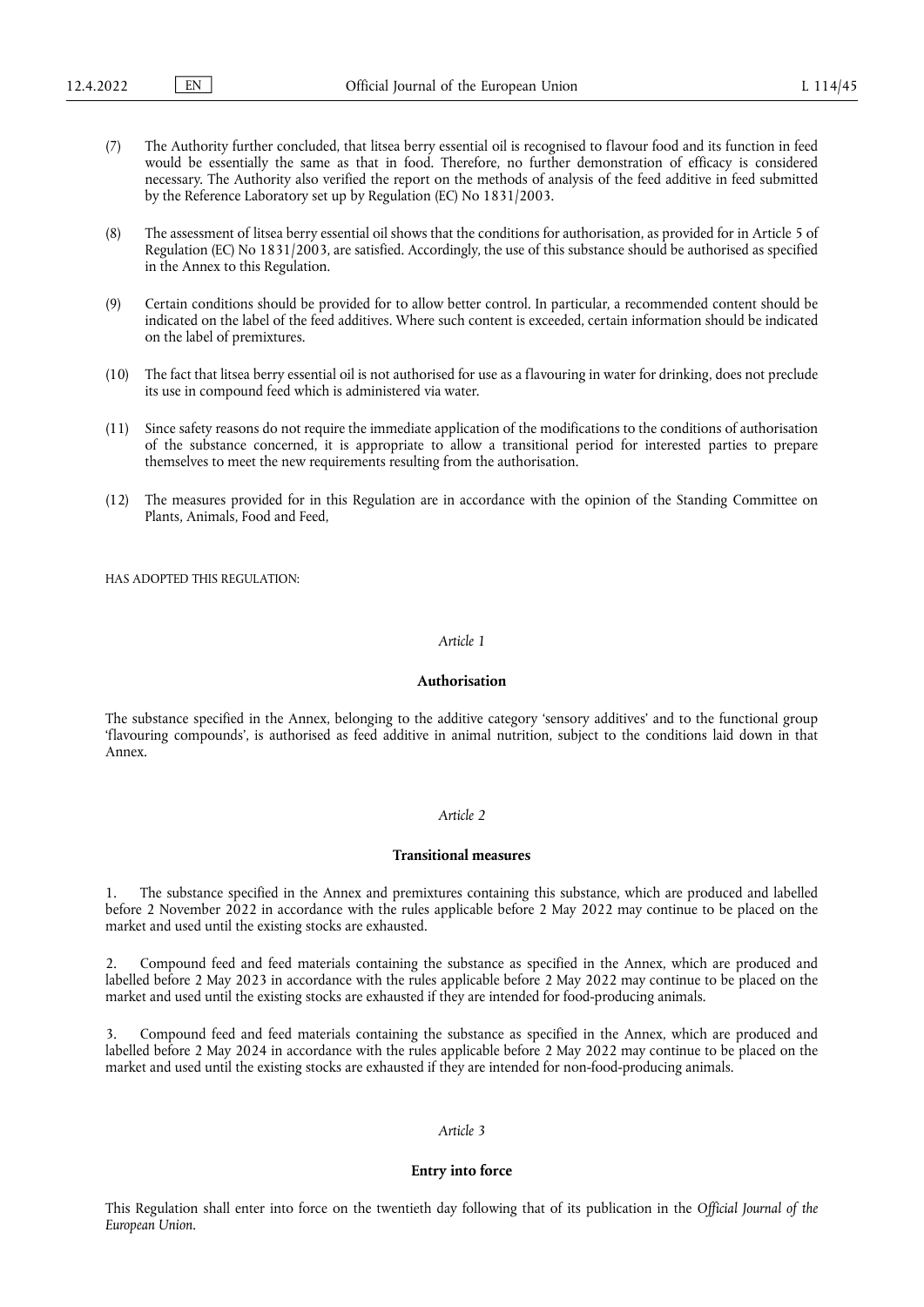(7) The Authority further concluded, that litsea berry essential oil is recognised to flavour food and its function in feed would be essentially the same as that in food. Therefore, no further demonstration of efficacy is considered necessary. The Authority also verified the report on the methods of analysis of the feed additive in feed submitted by the Reference Laboratory set up by Regulation (EC) No 1831/2003.

(8) The assessment of litsea berry essential oil shows that the conditions for authorisation, as provided for in Article 5 of Regulation (EC) No 1831/2003, are satisfied. Accordingly, the use of this substance should be authorised as specified in the Annex to this Regulation.

(9) Certain conditions should be provided for to allow better control. In particular, a recommended content should be indicated on the label of the feed additives. Where such content is exceeded, certain information should be indicated on the label of premixtures.

(10) The fact that litsea berry essential oil is not authorised for use as a flavouring in water for drinking, does not preclude its use in compound feed which is administered via water.

(11) Since safety reasons do not require the immediate application of the modifications to the conditions of authorisation of the substance concerned, it is appropriate to allow a transitional period for interested parties to prepare themselves to meet the new requirements resulting from the authorisation.

(12) The measures provided for in this Regulation are in accordance with the opinion of the Standing Committee on Plants, Animals, Food and Feed,

HAS ADOPTED THIS REGULATION:

*Article 1*

**Authorisation**

The substance specified in the Annex, belonging to the additive category 'sensory additives' and to the functional group 'flavouring compounds', is authorised as feed additive in animal nutrition, subject to the conditions laid down in that Annex.

*Article 2*

**Transitional measures**

1. The substance specified in the Annex and premixtures containing this substance, which are produced and labelled before 2 November 2022 in accordance with the rules applicable before 2 May 2022 may continue to be placed on the market and used until the existing stocks are exhausted.

2. Compound feed and feed materials containing the substance as specified in the Annex, which are produced and labelled before 2 May 2023 in accordance with the rules applicable before 2 May 2022 may continue to be placed on the market and used until the existing stocks are exhausted if they are intended for food-producing animals.

3. Compound feed and feed materials containing the substance as specified in the Annex, which are produced and labelled before 2 May 2024 in accordance with the rules applicable before 2 May 2022 may continue to be placed on the market and used until the existing stocks are exhausted if they are intended for non-food-producing animals.

*Article 3*

**Entry into force**

This Regulation shall enter into force on the twentieth day following that of its publication in the *Official Journal of the European Union*.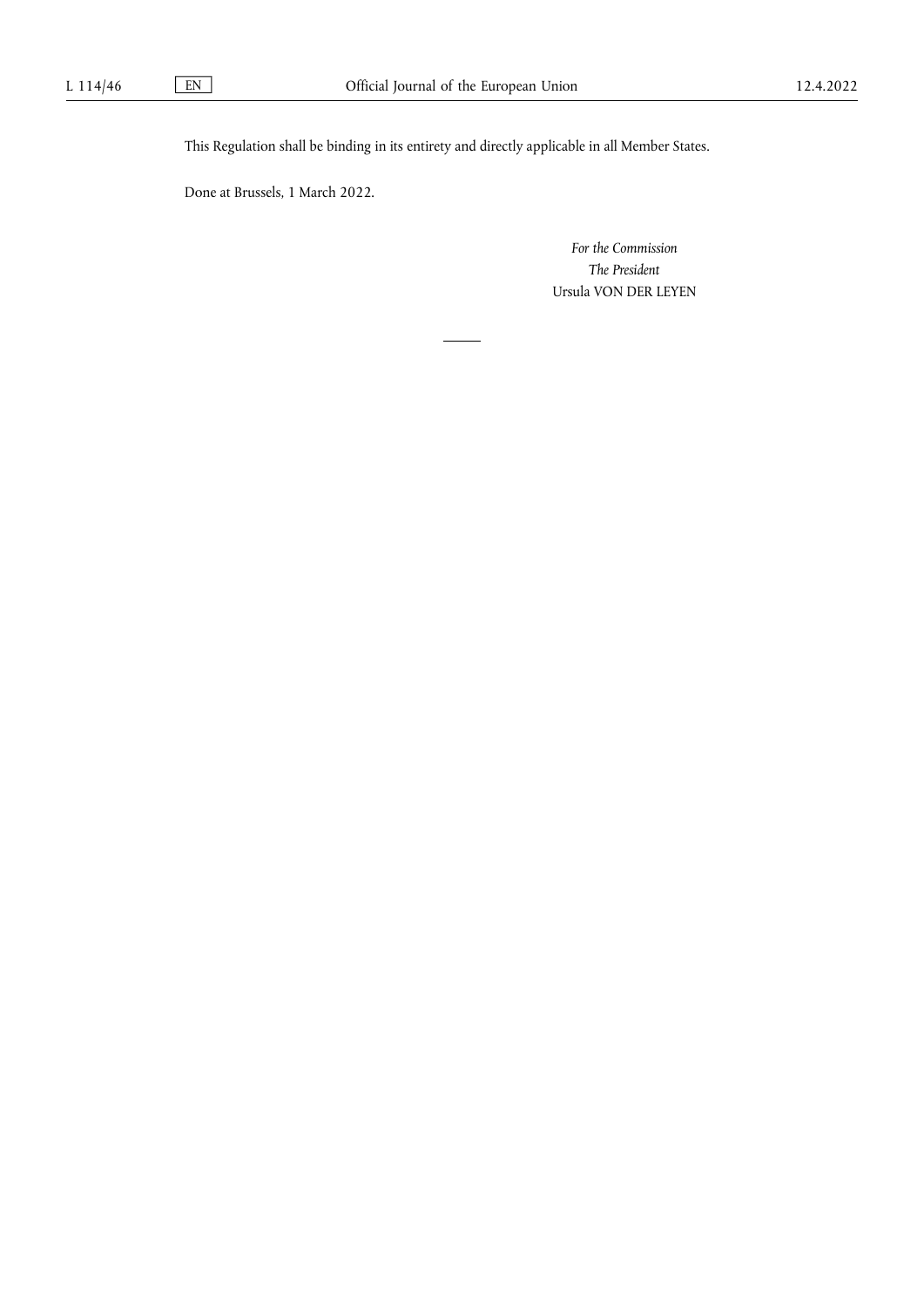This Regulation shall be binding in its entirety and directly applicable in all Member States.

Done at Brussels, 1 March 2022.

*For the Commission*

*The President*

Ursula VON DER LEYEN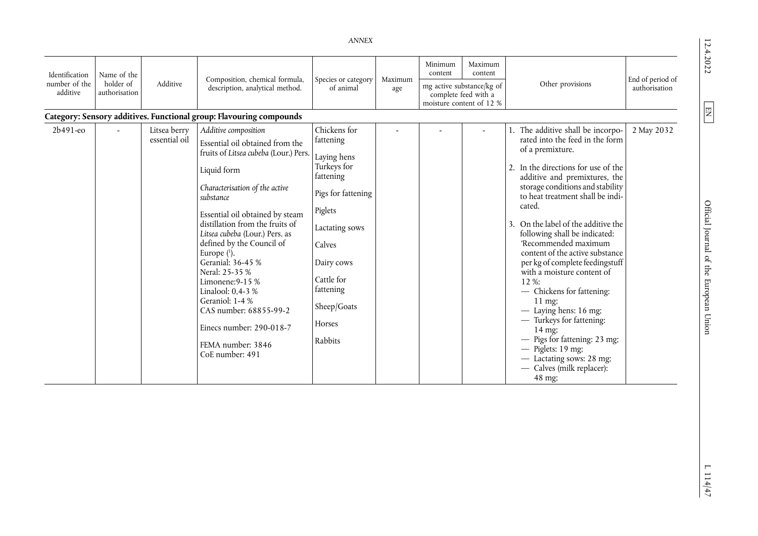*ANNEX*

| Identification number of the additive | Name of the holder of authorisation | Additive | Composition, chemical formula, description, analytical method. | Species or category of animal | Maximum age | Minimum content | Maximum content | Other provisions | End of period of authorisation |
|---|---|---|---|---|---|---|---|---|---|
| | | | | | | mg active substance/kg of complete feed with a moisture content of 12 % | | | |
| **Category: Sensory additives. Functional group: Flavouring compounds** | | | | | | | | | |
| 2b491-eo | - | Litsea berry essential oil | *Additive composition* Essential oil obtained from the fruits of *Litsea cubeba* (Lour.) Pers. Liquid form *Characterisation of the active substance* Essential oil obtained by steam distillation from the fruits of *Litsea cubeba* (Lour.) Pers. as defined by the Council of Europe [1]. Geranial: 36-45 % Neral: 25-35 % Limonene:9-15 % Linalool: 0,4-3 % Geraniol: 1-4 % CAS number: 68855-99-2 Einecs number: 290-018-7 FEMA number: 3846 CoE number: 491 | Chickens for fattening Laying hens Turkeys for fattening Pigs for fattening Piglets Lactating sows Calves Dairy cows Cattle for fattening Sheep/Goats Horses Rabbits | - | - | - | 1. The additive shall be incorporated into the feed in the form of a premixture. 2. In the directions for use of the additive and premixtures, the storage conditions and stability to heat treatment shall be indicated. 3. On the label of the additive the following shall be indicated: 'Recommended maximum content of the active substance per kg of complete feedingstuff with a moisture content of 12 %: — Chickens for fattening: 11 mg; — Laying hens: 16 mg; — Turkeys for fattening: 14 mg; — Pigs for fattening: 23 mg; — Piglets: 19 mg; — Lactating sows: 28 mg; — Calves (milk replacer): 48 mg; | 2 May 2032 |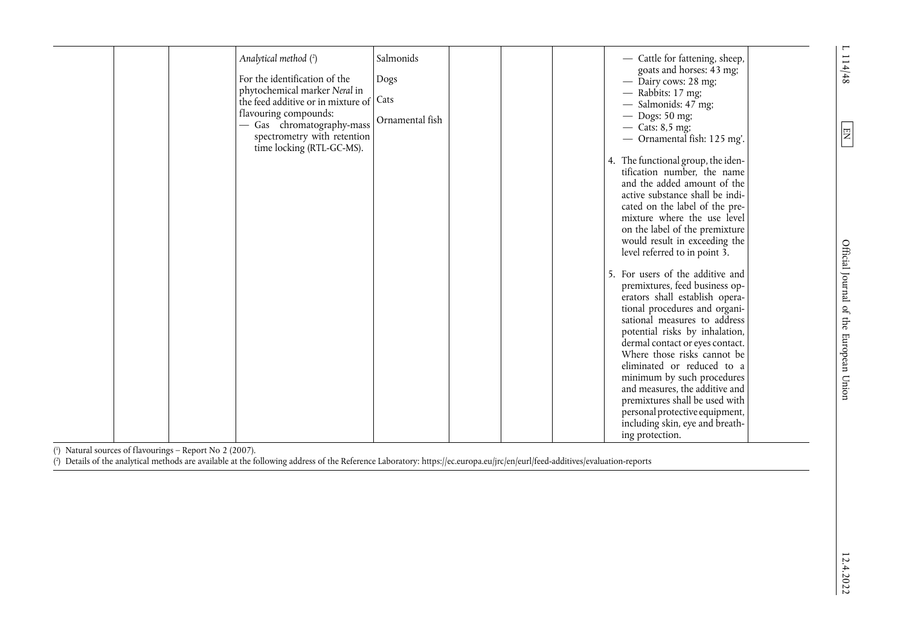| | | | | | | | | |
|---|---|---|---|---|---|---|---|---|
| | | *Analytical method* [2]<br><br>For the identification of the phytochemical marker *Neral* in the feed additive or in mixture of flavouring compounds:<br>— Gas chromatography-mass spectrometry with retention time locking (RTL-GC-MS). | Salmonids<br><br>Dogs<br><br>Cats<br><br>Ornamental fish | | | | — Cattle for fattening, sheep, goats and horses: 43 mg;<br>— Dairy cows: 28 mg;<br>— Rabbits: 17 mg;<br>— Salmonids: 47 mg;<br>— Dogs: 50 mg;<br>— Cats: 8,5 mg;<br>— Ornamental fish: 125 mg'.<br><br>4. The functional group, the identification number, the name and the added amount of the active substance shall be indicated on the label of the premixture where the use level on the label of the premixture would result in exceeding the level referred to in point 3.<br><br>5. For users of the additive and premixtures, feed business operators shall establish operational procedures and organisational measures to address potential risks by inhalation, dermal contact or eyes contact. Where those risks cannot be eliminated or reduced to a minimum by such procedures and measures, the additive and premixtures shall be used with personal protective equipment, including skin, eye and breathing protection. | |

[1] Natural sources of flavourings – Report No 2 (2007).

[2] Details of the analytical methods are available at the following address of the Reference Laboratory: https://ec.europa.eu/jrc/en/eurl/feed-additives/evaluation-reports